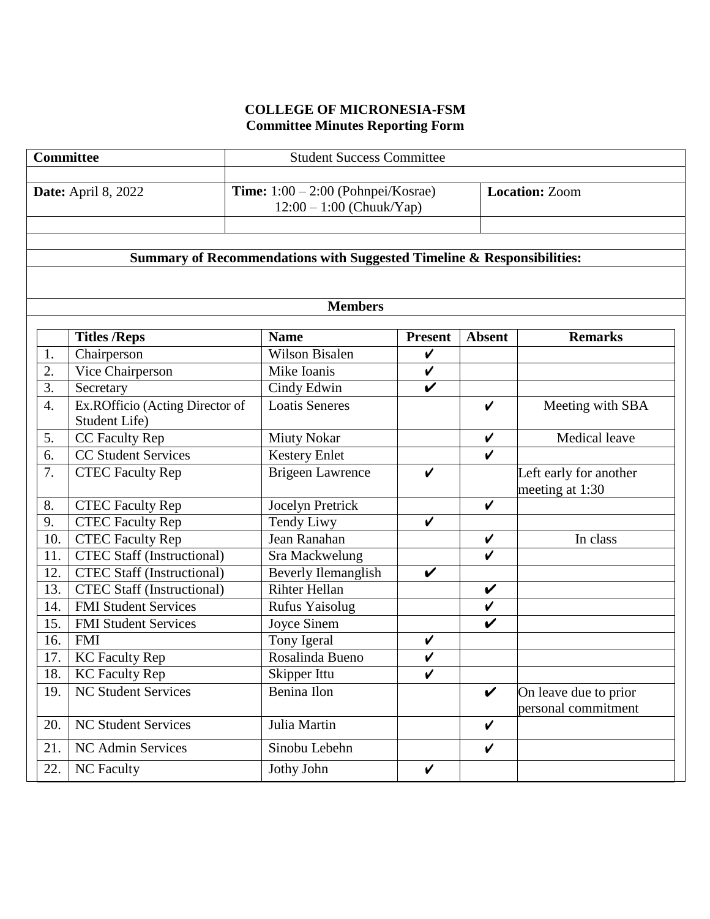**COLLEGE OF MICRONESIA-FSM**
**Committee Minutes Reporting Form**

| **Committee** | Student Success Committee | |
|---|---|---|
| **Date:** April 8, 2022 | **Time:** 1:00 – 2:00 (Pohnpei/Kosrae) 12:00 – 1:00 (Chuuk/Yap) | **Location:** Zoom |

**Summary of Recommendations with Suggested Timeline & Responsibilities:**

**Members**

| | Titles /Reps | Name | Present | Absent | Remarks |
|---|---|---|---|---|---|
| 1. | Chairperson | Wilson Bisalen | ✔ | | |
| 2. | Vice Chairperson | Mike Ioanis | ✔ | | |
| 3. | Secretary | Cindy Edwin | ✔ | | |
| 4. | Ex.ROfficio (Acting Director of Student Life) | Loatis Seneres | | ✔ | Meeting with SBA |
| 5. | CC Faculty Rep | Miuty Nokar | | ✔ | Medical leave |
| 6. | CC Student Services | Kestery Enlet | | ✔ | |
| 7. | CTEC Faculty Rep | Brigeen Lawrence | ✔ | | Left early for another meeting at 1:30 |
| 8. | CTEC Faculty Rep | Jocelyn Pretrick | | ✔ | |
| 9. | CTEC Faculty Rep | Tendy Liwy | ✔ | | |
| 10. | CTEC Faculty Rep | Jean Ranahan | | ✔ | In class |
| 11. | CTEC Staff (Instructional) | Sra Mackwelung | | ✔ | |
| 12. | CTEC Staff (Instructional) | Beverly Ilemanglish | ✔ | | |
| 13. | CTEC Staff (Instructional) | Rihter Hellan | | ✔ | |
| 14. | FMI Student Services | Rufus Yaisolug | | ✔ | |
| 15. | FMI Student Services | Joyce Sinem | | ✔ | |
| 16. | FMI | Tony Igeral | ✔ | | |
| 17. | KC Faculty Rep | Rosalinda Bueno | ✔ | | |
| 18. | KC Faculty Rep | Skipper Ittu | ✔ | | |
| 19. | NC Student Services | Benina Ilon | | ✔ | On leave due to prior personal commitment |
| 20. | NC Student Services | Julia Martin | | ✔ | |
| 21. | NC Admin Services | Sinobu Lebehn | | ✔ | |
| 22. | NC Faculty | Jothy John | ✔ | | |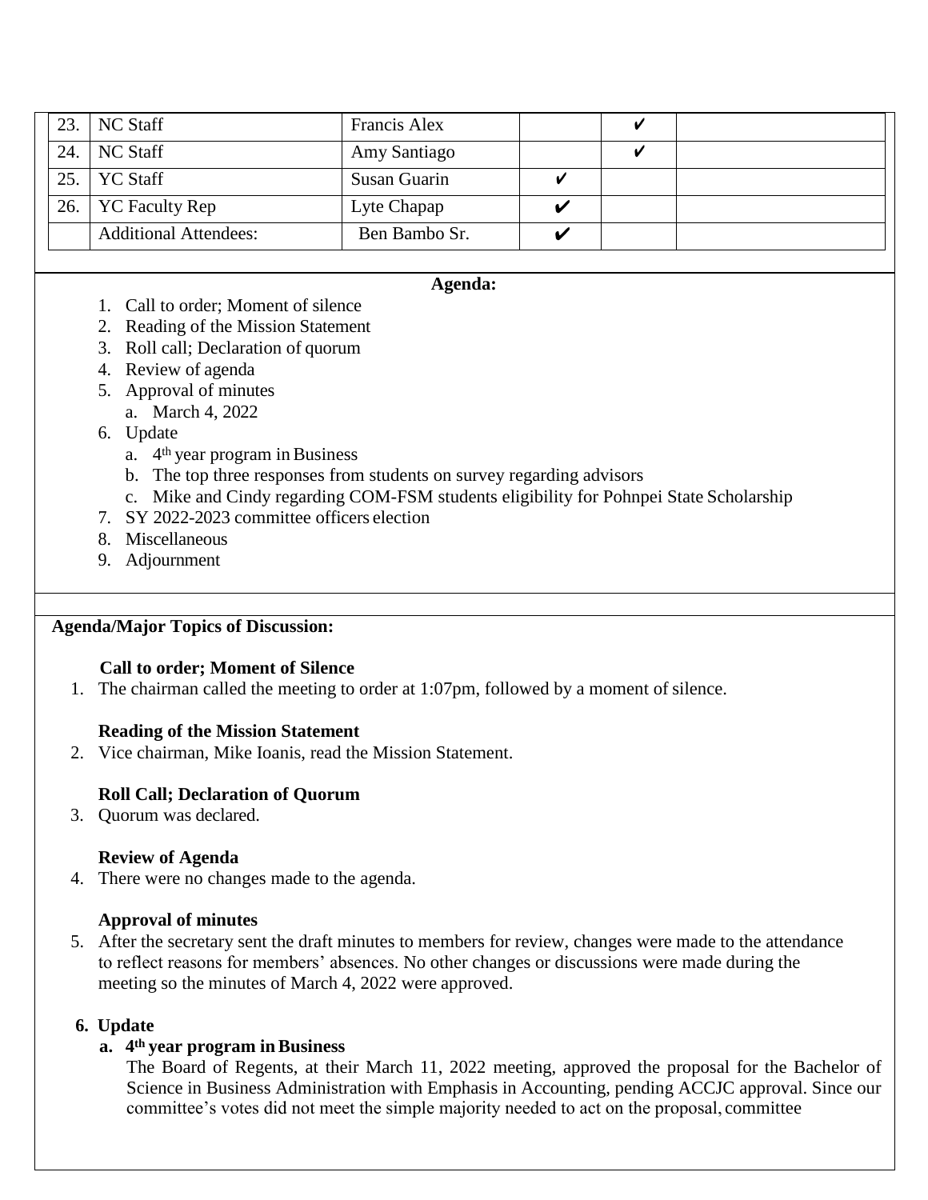| | | | | | |
|---|---|---|---|---|---|
| 23. | NC Staff | Francis Alex | | ✔ | |
| 24. | NC Staff | Amy Santiago | | ✔ | |
| 25. | YC Staff | Susan Guarin | ✔ | | |
| 26. | YC Faculty Rep | Lyte Chapap | ✔ | | |
| | Additional Attendees: | Ben Bambo Sr. | ✔ | | |

**Agenda:**

1. Call to order; Moment of silence
2. Reading of the Mission Statement
3. Roll call; Declaration of quorum
4. Review of agenda
5. Approval of minutes
   a. March 4, 2022
6. Update
   a. 4th year program in Business
   b. The top three responses from students on survey regarding advisors
   c. Mike and Cindy regarding COM-FSM students eligibility for Pohnpei State Scholarship
7. SY 2022-2023 committee officers election
8. Miscellaneous
9. Adjournment

**Agenda/Major Topics of Discussion:**

**Call to order; Moment of Silence**

1. The chairman called the meeting to order at 1:07pm, followed by a moment of silence.

**Reading of the Mission Statement**

2. Vice chairman, Mike Ioanis, read the Mission Statement.

**Roll Call; Declaration of Quorum**

3. Quorum was declared.

**Review of Agenda**

4. There were no changes made to the agenda.

**Approval of minutes**

5. After the secretary sent the draft minutes to members for review, changes were made to the attendance to reflect reasons for members' absences. No other changes or discussions were made during the meeting so the minutes of March 4, 2022 were approved.

**6. Update**

**a. 4th year program in Business**

The Board of Regents, at their March 11, 2022 meeting, approved the proposal for the Bachelor of Science in Business Administration with Emphasis in Accounting, pending ACCJC approval. Since our committee's votes did not meet the simple majority needed to act on the proposal, committee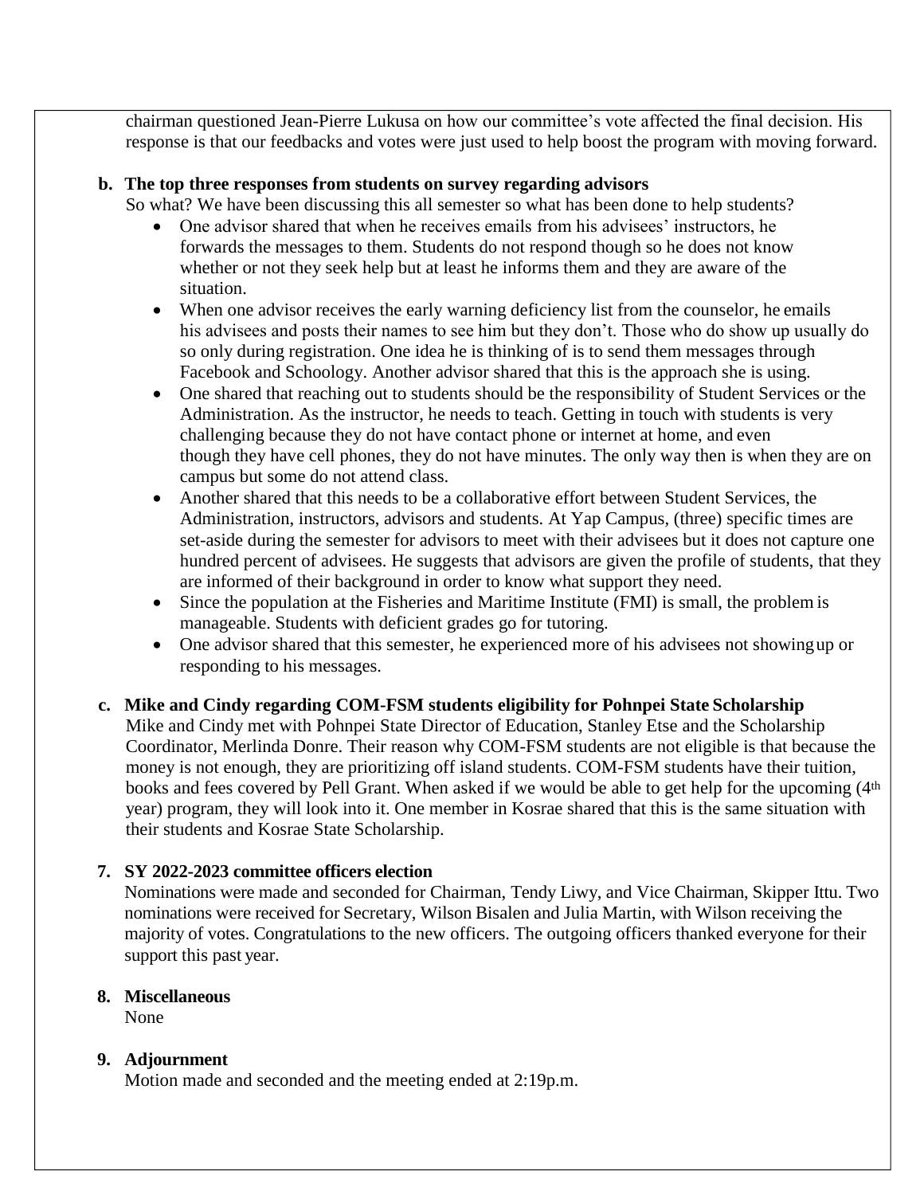chairman questioned Jean-Pierre Lukusa on how our committee's vote affected the final decision. His response is that our feedbacks and votes were just used to help boost the program with moving forward.

**b. The top three responses from students on survey regarding advisors**

So what? We have been discussing this all semester so what has been done to help students?

- One advisor shared that when he receives emails from his advisees' instructors, he forwards the messages to them. Students do not respond though so he does not know whether or not they seek help but at least he informs them and they are aware of the situation.
- When one advisor receives the early warning deficiency list from the counselor, he emails his advisees and posts their names to see him but they don't. Those who do show up usually do so only during registration. One idea he is thinking of is to send them messages through Facebook and Schoology. Another advisor shared that this is the approach she is using.
- One shared that reaching out to students should be the responsibility of Student Services or the Administration. As the instructor, he needs to teach. Getting in touch with students is very challenging because they do not have contact phone or internet at home, and even though they have cell phones, they do not have minutes. The only way then is when they are on campus but some do not attend class.
- Another shared that this needs to be a collaborative effort between Student Services, the Administration, instructors, advisors and students. At Yap Campus, (three) specific times are set-aside during the semester for advisors to meet with their advisees but it does not capture one hundred percent of advisees. He suggests that advisors are given the profile of students, that they are informed of their background in order to know what support they need.
- Since the population at the Fisheries and Maritime Institute (FMI) is small, the problem is manageable. Students with deficient grades go for tutoring.
- One advisor shared that this semester, he experienced more of his advisees not showing up or responding to his messages.

**c. Mike and Cindy regarding COM-FSM students eligibility for Pohnpei State Scholarship**

Mike and Cindy met with Pohnpei State Director of Education, Stanley Etse and the Scholarship Coordinator, Merlinda Donre. Their reason why COM-FSM students are not eligible is that because the money is not enough, they are prioritizing off island students. COM-FSM students have their tuition, books and fees covered by Pell Grant. When asked if we would be able to get help for the upcoming (4th year) program, they will look into it. One member in Kosrae shared that this is the same situation with their students and Kosrae State Scholarship.

**7. SY 2022-2023 committee officers election**

Nominations were made and seconded for Chairman, Tendy Liwy, and Vice Chairman, Skipper Ittu. Two nominations were received for Secretary, Wilson Bisalen and Julia Martin, with Wilson receiving the majority of votes. Congratulations to the new officers. The outgoing officers thanked everyone for their support this past year.

**8. Miscellaneous**

None

**9. Adjournment**

Motion made and seconded and the meeting ended at 2:19p.m.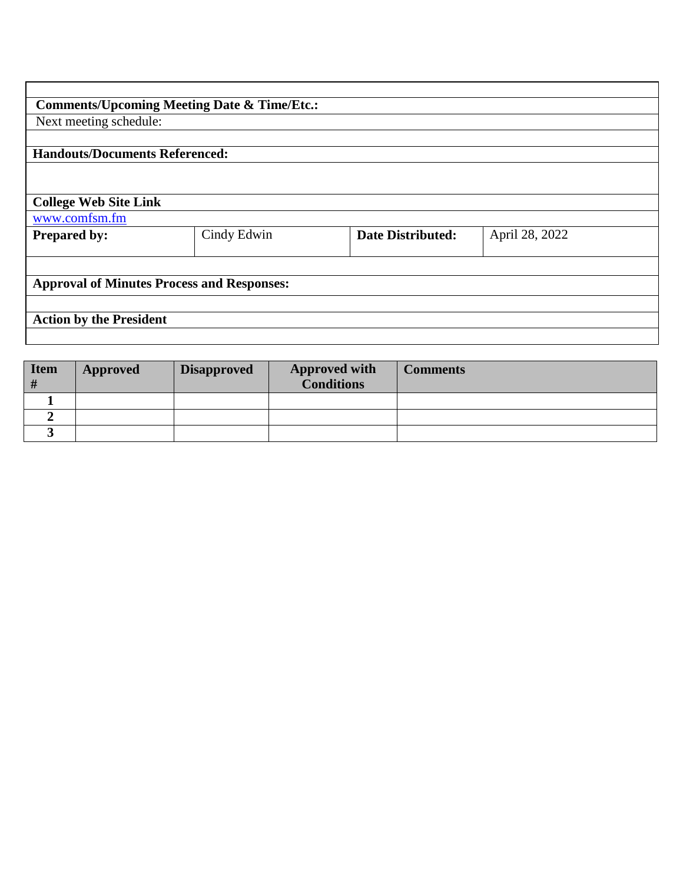| | | | |
|---|---|---|---|
| **Comments/Upcoming Meeting Date & Time/Etc.:** | | | |
| Next meeting schedule: | | | |
| | | | |
| **Handouts/Documents Referenced:** | | | |
| | | | |
| **College Web Site Link** | | | |
| [www.comfsm.fm](http://www.comfsm.fm) | | | |
| **Prepared by:** | Cindy Edwin | **Date Distributed:** | April 28, 2022 |
| | | | |
| **Approval of Minutes Process and Responses:** | | | |
| | | | |
| **Action by the President** | | | |
| | | | |

| Item # | Approved | Disapproved | Approved with Conditions | Comments |
|---|---|---|---|---|
| 1 | | | | |
| 2 | | | | |
| 3 | | | | |